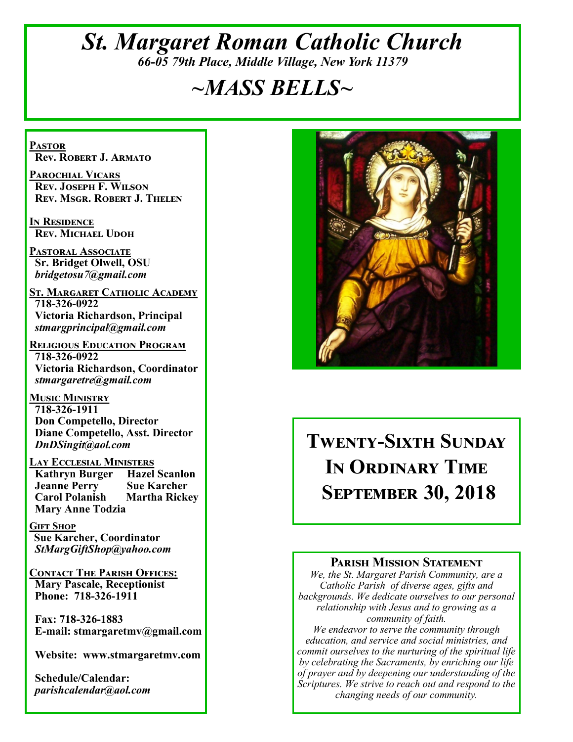# *St. Margaret Roman Catholic Church*

*66-05 79th Place, Middle Village, New York 11379*

# *~MASS BELLS~*

**Pastor**
**Rev. Robert J. Armato**

**Parochial Vicars**
**Rev. Joseph F. Wilson**
**Rev. Msgr. Robert J. Thelen**

**In Residence**
**Rev. Michael Udoh**

**Pastoral Associate**
**Sr. Bridget Olwell, OSU**
*bridgetosu7@gmail.com*

**St. Margaret Catholic Academy**
**718-326-0922**
**Victoria Richardson, Principal**
*stmargprincipal@gmail.com*

**Religious Education Program**
**718-326-0922**
**Victoria Richardson, Coordinator**
*stmargaretre@gmail.com*

**Music Ministry**
**718-326-1911**
**Don Competello, Director**
**Diane Competello, Asst. Director**
*DnDSingit@aol.com*

**Lay Ecclesial Ministers**
**Kathryn Burger** **Hazel Scanlon**
**Jeanne Perry** **Sue Karcher**
**Carol Polanish** **Martha Rickey**
**Mary Anne Todzia**

**Gift Shop**
**Sue Karcher, Coordinator**
*StMargGiftShop@yahoo.com*

**Contact The Parish Offices:**
**Mary Pascale, Receptionist**
**Phone: 718-326-1911**

**Fax: 718-326-1883**
**E-mail: stmargaretmv@gmail.com**

**Website: www.stmargaretmv.com**

**Schedule/Calendar:**
*parishcalendar@aol.com*

## Twenty-Sixth Sunday In Ordinary Time September 30, 2018

### Parish Mission Statement

*We, the St. Margaret Parish Community, are a Catholic Parish of diverse ages, gifts and backgrounds. We dedicate ourselves to our personal relationship with Jesus and to growing as a community of faith.*
*We endeavor to serve the community through education, and service and social ministries, and commit ourselves to the nurturing of the spiritual life by celebrating the Sacraments, by enriching our life of prayer and by deepening our understanding of the Scriptures. We strive to reach out and respond to the changing needs of our community.*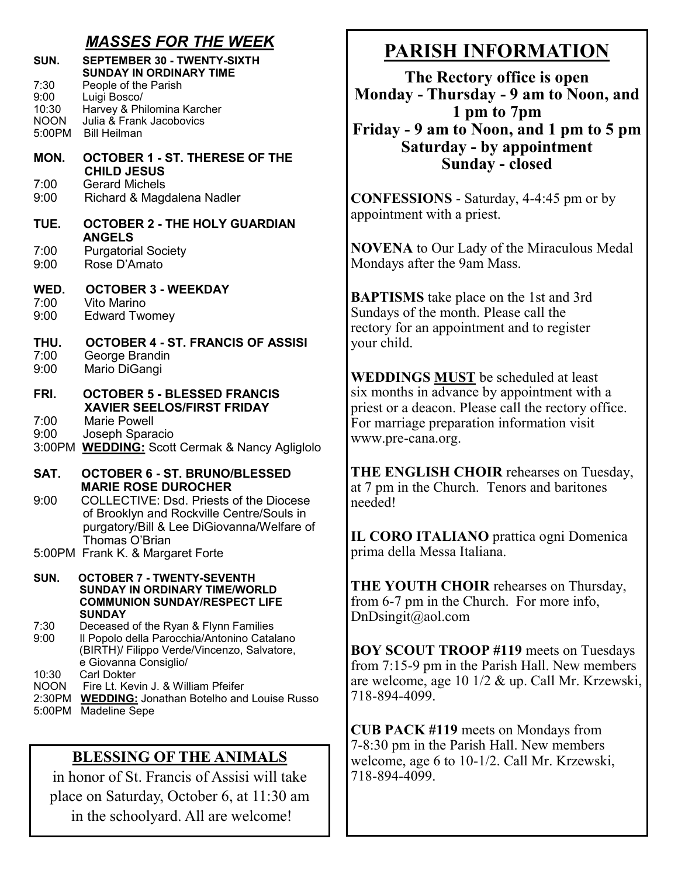## *MASSES FOR THE WEEK*

**SUN. SEPTEMBER 30 - TWENTY-SIXTH SUNDAY IN ORDINARY TIME**

7:30 People of the Parish
9:00 Luigi Bosco/
10:30 Harvey & Philomina Karcher
NOON Julia & Frank Jacobovics
5:00PM Bill Heilman

**MON. OCTOBER 1 - ST. THERESE OF THE CHILD JESUS**

7:00 Gerard Michels
9:00 Richard & Magdalena Nadler

**TUE. OCTOBER 2 - THE HOLY GUARDIAN ANGELS**

7:00 Purgatorial Society
9:00 Rose D'Amato

**WED. OCTOBER 3 - WEEKDAY**

7:00 Vito Marino
9:00 Edward Twomey

**THU. OCTOBER 4 - ST. FRANCIS OF ASSISI**

7:00 George Brandin
9:00 Mario DiGangi

**FRI. OCTOBER 5 - BLESSED FRANCIS XAVIER SEELOS/FIRST FRIDAY**

7:00 Marie Powell
9:00 Joseph Sparacio
3:00PM **WEDDING:** Scott Cermak & Nancy Agliglolo

**SAT. OCTOBER 6 - ST. BRUNO/BLESSED MARIE ROSE DUROCHER**

9:00 COLLECTIVE: Dsd. Priests of the Diocese of Brooklyn and Rockville Centre/Souls in purgatory/Bill & Lee DiGiovanna/Welfare of Thomas O'Brian
5:00PM Frank K. & Margaret Forte

**SUN. OCTOBER 7 - TWENTY-SEVENTH SUNDAY IN ORDINARY TIME/WORLD COMMUNION SUNDAY/RESPECT LIFE SUNDAY**

7:30 Deceased of the Ryan & Flynn Families
9:00 Il Popolo della Parocchia/Antonino Catalano (BIRTH)/ Filippo Verde/Vincenzo, Salvatore, e Giovanna Consiglio/
10:30 Carl Dokter
NOON Fire Lt. Kevin J. & William Pfeifer
2:30PM **WEDDING:** Jonathan Botelho and Louise Russo
5:00PM Madeline Sepe

## BLESSING OF THE ANIMALS

in honor of St. Francis of Assisi will take place on Saturday, October 6, at 11:30 am in the schoolyard. All are welcome!

# PARISH INFORMATION

**The Rectory office is open**
**Monday - Thursday - 9 am to Noon, and 1 pm to 7pm**
**Friday - 9 am to Noon, and 1 pm to 5 pm**
**Saturday - by appointment**
**Sunday - closed**

**CONFESSIONS** - Saturday, 4-4:45 pm or by appointment with a priest.

**NOVENA** to Our Lady of the Miraculous Medal Mondays after the 9am Mass.

**BAPTISMS** take place on the 1st and 3rd Sundays of the month. Please call the rectory for an appointment and to register your child.

**WEDDINGS MUST** be scheduled at least six months in advance by appointment with a priest or a deacon. Please call the rectory office. For marriage preparation information visit www.pre-cana.org.

**THE ENGLISH CHOIR** rehearses on Tuesday, at 7 pm in the Church. Tenors and baritones needed!

**IL CORO ITALIANO** prattica ogni Domenica prima della Messa Italiana.

**THE YOUTH CHOIR** rehearses on Thursday, from 6-7 pm in the Church. For more info, DnDsingit@aol.com

**BOY SCOUT TROOP #119** meets on Tuesdays from 7:15-9 pm in the Parish Hall. New members are welcome, age 10 1/2 & up. Call Mr. Krzewski, 718-894-4099.

**CUB PACK #119** meets on Mondays from 7-8:30 pm in the Parish Hall. New members welcome, age 6 to 10-1/2. Call Mr. Krzewski, 718-894-4099.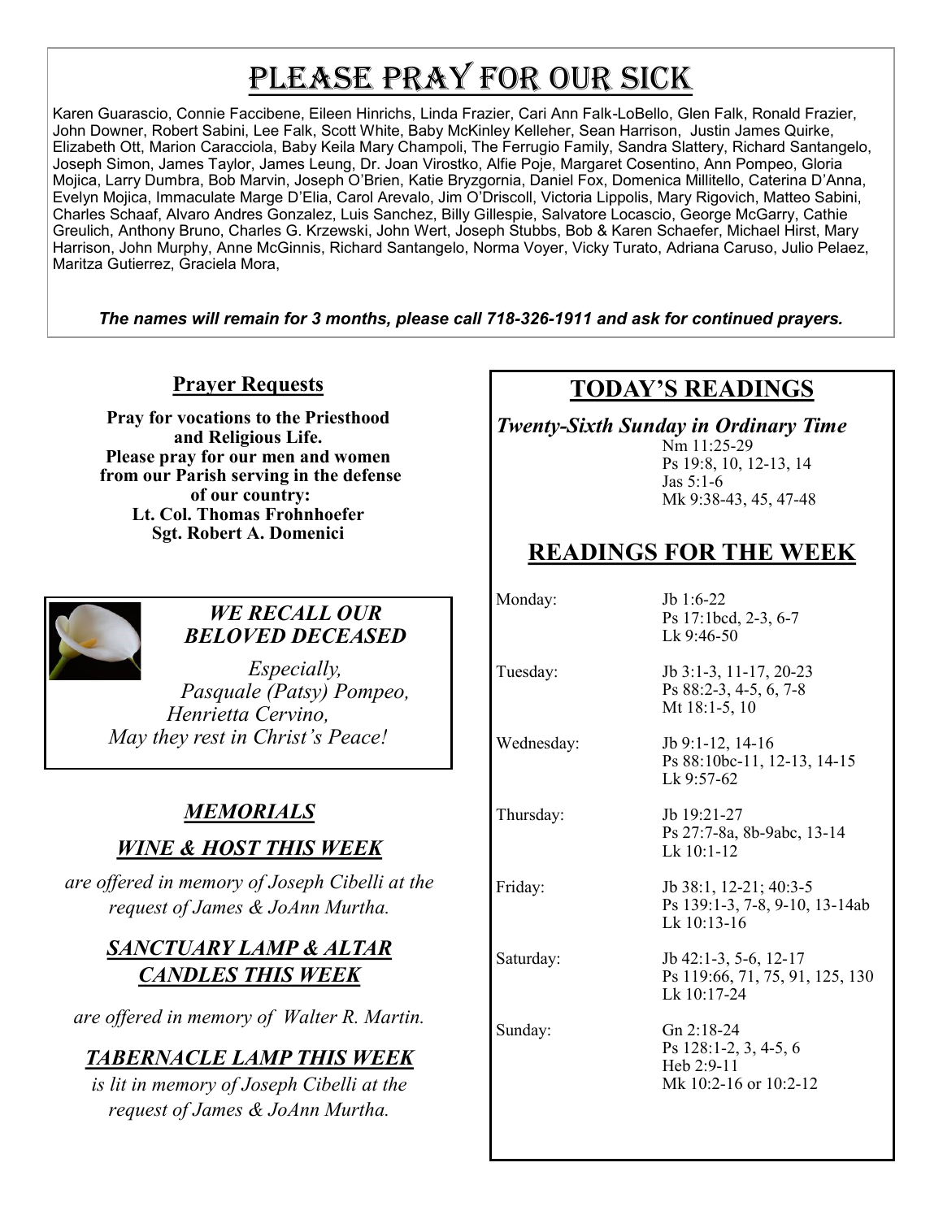# Please Pray for Our Sick

Karen Guarascio, Connie Faccibene, Eileen Hinrichs, Linda Frazier, Cari Ann Falk-LoBello, Glen Falk, Ronald Frazier, John Downer, Robert Sabini, Lee Falk, Scott White, Baby McKinley Kelleher, Sean Harrison, Justin James Quirke, Elizabeth Ott, Marion Caracciola, Baby Keila Mary Champoli, The Ferrugio Family, Sandra Slattery, Richard Santangelo, Joseph Simon, James Taylor, James Leung, Dr. Joan Virostko, Alfie Poje, Margaret Cosentino, Ann Pompeo, Gloria Mojica, Larry Dumbra, Bob Marvin, Joseph O'Brien, Katie Bryzgornia, Daniel Fox, Domenica Millitello, Caterina D'Anna, Evelyn Mojica, Immaculate Marge D'Elia, Carol Arevalo, Jim O'Driscoll, Victoria Lippolis, Mary Rigovich, Matteo Sabini, Charles Schaaf, Alvaro Andres Gonzalez, Luis Sanchez, Billy Gillespie, Salvatore Locascio, George McGarry, Cathie Greulich, Anthony Bruno, Charles G. Krzewski, John Wert, Joseph Stubbs, Bob & Karen Schaefer, Michael Hirst, Mary Harrison, John Murphy, Anne McGinnis, Richard Santangelo, Norma Voyer, Vicky Turato, Adriana Caruso, Julio Pelaez, Maritza Gutierrez, Graciela Mora,

***The names will remain for 3 months, please call 718-326-1911 and ask for continued prayers.***

## Prayer Requests

**Pray for vocations to the Priesthood and Religious Life.**
**Please pray for our men and women from our Parish serving in the defense of our country:**
**Lt. Col. Thomas Frohnhoefer**
**Sgt. Robert A. Domenici**

### *WE RECALL OUR BELOVED DECEASED*

*Especially,*
*Pasquale (Patsy) Pompeo,*
*Henrietta Cervino,*
*May they rest in Christ's Peace!*

## *MEMORIALS*

### *WINE & HOST THIS WEEK*

*are offered in memory of Joseph Cibelli at the request of James & JoAnn Murtha.*

### *SANCTUARY LAMP & ALTAR CANDLES THIS WEEK*

*are offered in memory of Walter R. Martin.*

### *TABERNACLE LAMP THIS WEEK*

*is lit in memory of Joseph Cibelli at the request of James & JoAnn Murtha.*

## TODAY'S READINGS

***Twenty-Sixth Sunday in Ordinary Time***

Nm 11:25-29
Ps 19:8, 10, 12-13, 14
Jas 5:1-6
Mk 9:38-43, 45, 47-48

## READINGS FOR THE WEEK

| | |
|---|---|
| Monday: | Jb 1:6-22<br>Ps 17:1bcd, 2-3, 6-7<br>Lk 9:46-50 |
| Tuesday: | Jb 3:1-3, 11-17, 20-23<br>Ps 88:2-3, 4-5, 6, 7-8<br>Mt 18:1-5, 10 |
| Wednesday: | Jb 9:1-12, 14-16<br>Ps 88:10bc-11, 12-13, 14-15<br>Lk 9:57-62 |
| Thursday: | Jb 19:21-27<br>Ps 27:7-8a, 8b-9abc, 13-14<br>Lk 10:1-12 |
| Friday: | Jb 38:1, 12-21; 40:3-5<br>Ps 139:1-3, 7-8, 9-10, 13-14ab<br>Lk 10:13-16 |
| Saturday: | Jb 42:1-3, 5-6, 12-17<br>Ps 119:66, 71, 75, 91, 125, 130<br>Lk 10:17-24 |
| Sunday: | Gn 2:18-24<br>Ps 128:1-2, 3, 4-5, 6<br>Heb 2:9-11<br>Mk 10:2-16 or 10:2-12 |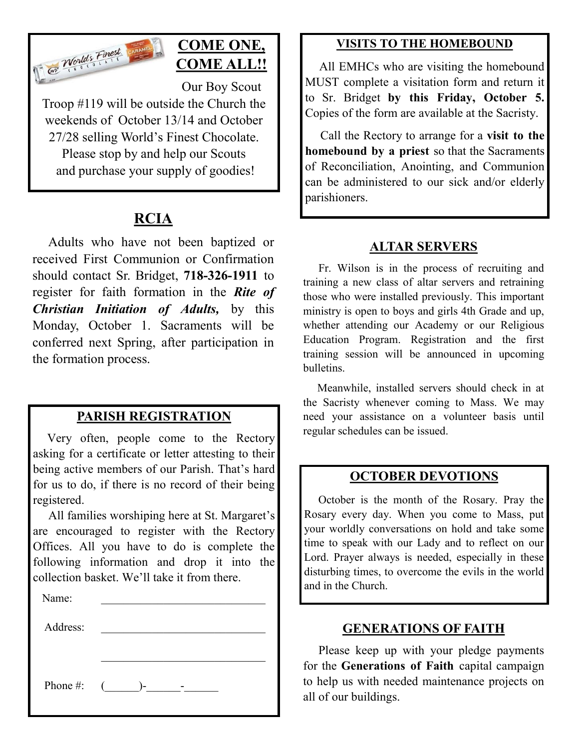## COME ONE, COME ALL!!

Our Boy Scout Troop #119 will be outside the Church the weekends of October 13/14 and October 27/28 selling World's Finest Chocolate. Please stop by and help our Scouts and purchase your supply of goodies!

## RCIA

Adults who have not been baptized or received First Communion or Confirmation should contact Sr. Bridget, **718-326-1911** to register for faith formation in the ***Rite of Christian Initiation of Adults,*** by this Monday, October 1. Sacraments will be conferred next Spring, after participation in the formation process.

## PARISH REGISTRATION

Very often, people come to the Rectory asking for a certificate or letter attesting to their being active members of our Parish. That's hard for us to do, if there is no record of their being registered.

All families worshiping here at St. Margaret's are encouraged to register with the Rectory Offices. All you have to do is complete the following information and drop it into the collection basket. We'll take it from there.

Name: ______________________________

Address: ______________________________

______________________________

Phone #: (______)-______-______

## VISITS TO THE HOMEBOUND

All EMHCs who are visiting the homebound MUST complete a visitation form and return it to Sr. Bridget **by this Friday, October 5.** Copies of the form are available at the Sacristy.

Call the Rectory to arrange for a **visit to the homebound by a priest** so that the Sacraments of Reconciliation, Anointing, and Communion can be administered to our sick and/or elderly parishioners.

## ALTAR SERVERS

Fr. Wilson is in the process of recruiting and training a new class of altar servers and retraining those who were installed previously. This important ministry is open to boys and girls 4th Grade and up, whether attending our Academy or our Religious Education Program. Registration and the first training session will be announced in upcoming bulletins.

Meanwhile, installed servers should check in at the Sacristy whenever coming to Mass. We may need your assistance on a volunteer basis until regular schedules can be issued.

## OCTOBER DEVOTIONS

October is the month of the Rosary. Pray the Rosary every day. When you come to Mass, put your worldly conversations on hold and take some time to speak with our Lady and to reflect on our Lord. Prayer always is needed, especially in these disturbing times, to overcome the evils in the world and in the Church.

## GENERATIONS OF FAITH

Please keep up with your pledge payments for the **Generations of Faith** capital campaign to help us with needed maintenance projects on all of our buildings.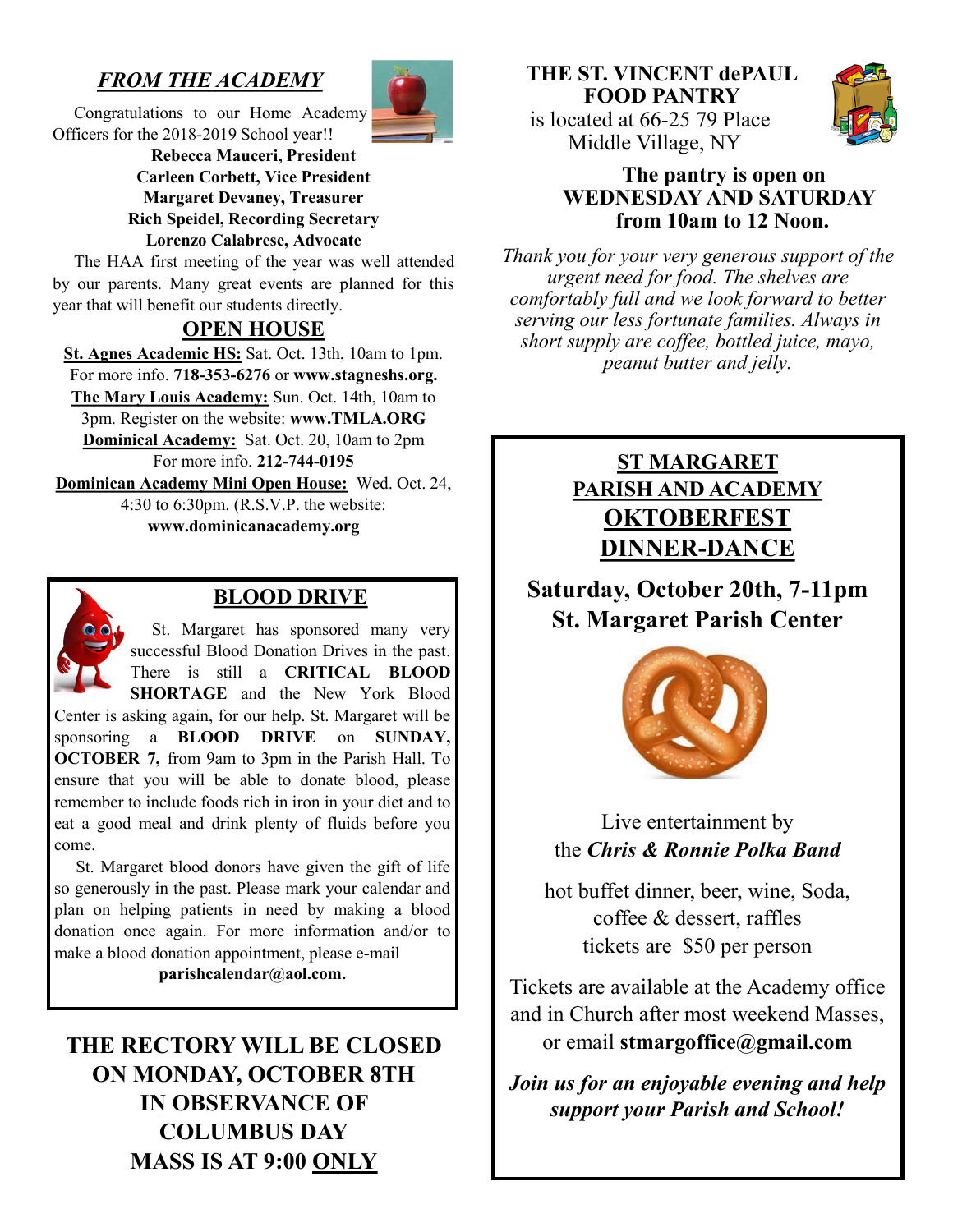## *FROM THE ACADEMY*

Congratulations to our Home Academy Officers for the 2018-2019 School year!!

**Rebecca Mauceri, President**
**Carleen Corbett, Vice President**
**Margaret Devaney, Treasurer**
**Rich Speidel, Recording Secretary**
**Lorenzo Calabrese, Advocate**

The HAA first meeting of the year was well attended by our parents. Many great events are planned for this year that will benefit our students directly.

## OPEN HOUSE

**St. Agnes Academic HS:** Sat. Oct. 13th, 10am to 1pm. For more info. **718-353-6276** or **www.stagneshs.org.**

**The Mary Louis Academy:** Sun. Oct. 14th, 10am to 3pm. Register on the website: **www.TMLA.ORG**

**Dominical Academy:** Sat. Oct. 20, 10am to 2pm For more info. **212-744-0195**

**Dominican Academy Mini Open House:** Wed. Oct. 24, 4:30 to 6:30pm. (R.S.V.P. the website: **www.dominicanacademy.org**

## BLOOD DRIVE

St. Margaret has sponsored many very successful Blood Donation Drives in the past. There is still a **CRITICAL BLOOD SHORTAGE** and the New York Blood Center is asking again, for our help. St. Margaret will be sponsoring a **BLOOD DRIVE** on **SUNDAY, OCTOBER 7,** from 9am to 3pm in the Parish Hall. To ensure that you will be able to donate blood, please remember to include foods rich in iron in your diet and to eat a good meal and drink plenty of fluids before you come.

St. Margaret blood donors have given the gift of life so generously in the past. Please mark your calendar and plan on helping patients in need by making a blood donation once again. For more information and/or to make a blood donation appointment, please e-mail **parishcalendar@aol.com.**

**THE RECTORY WILL BE CLOSED ON MONDAY, OCTOBER 8TH IN OBSERVANCE OF COLUMBUS DAY MASS IS AT 9:00 ONLY**

## THE ST. VINCENT dePAUL FOOD PANTRY

is located at 66-25 79 Place Middle Village, NY

**The pantry is open on WEDNESDAY AND SATURDAY from 10am to 12 Noon.**

*Thank you for your very generous support of the urgent need for food. The shelves are comfortably full and we look forward to better serving our less fortunate families. Always in short supply are coffee, bottled juice, mayo, peanut butter and jelly.*

## ST MARGARET PARISH AND ACADEMY OKTOBERFEST DINNER-DANCE

**Saturday, October 20th, 7-11pm**
**St. Margaret Parish Center**

Live entertainment by the ***Chris & Ronnie Polka Band***

hot buffet dinner, beer, wine, Soda, coffee & dessert, raffles
tickets are $50 per person

Tickets are available at the Academy office and in Church after most weekend Masses, or email **stmargoffice@gmail.com**

***Join us for an enjoyable evening and help support your Parish and School!***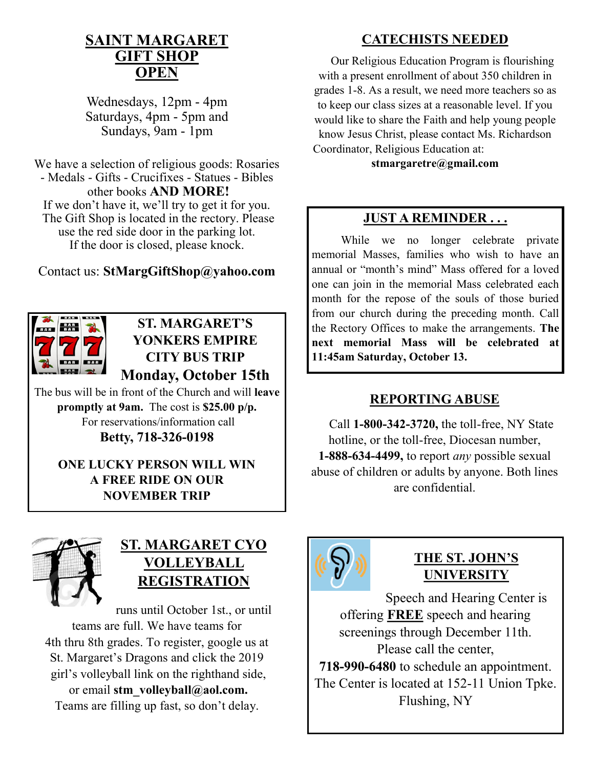## SAINT MARGARET GIFT SHOP OPEN

Wednesdays, 12pm - 4pm
Saturdays, 4pm - 5pm and
Sundays, 9am - 1pm

We have a selection of religious goods: Rosaries - Medals - Gifts - Crucifixes - Statues - Bibles other books **AND MORE!**
If we don't have it, we'll try to get it for you.
The Gift Shop is located in the rectory. Please use the red side door in the parking lot.
If the door is closed, please knock.

Contact us: **StMargGiftShop@yahoo.com**

## ST. MARGARET'S YONKERS EMPIRE CITY BUS TRIP

**Monday, October 15th**

The bus will be in front of the Church and will **leave promptly at 9am.** The cost is **$25.00 p/p.**
For reservations/information call
**Betty, 718-326-0198**

**ONE LUCKY PERSON WILL WIN A FREE RIDE ON OUR NOVEMBER TRIP**

## ST. MARGARET CYO VOLLEYBALL REGISTRATION

runs until October 1st., or until teams are full. We have teams for 4th thru 8th grades. To register, google us at St. Margaret's Dragons and click the 2019 girl's volleyball link on the righthand side, or email **stm_volleyball@aol.com.**
Teams are filling up fast, so don't delay.

## CATECHISTS NEEDED

Our Religious Education Program is flourishing with a present enrollment of about 350 children in grades 1-8. As a result, we need more teachers so as to keep our class sizes at a reasonable level. If you would like to share the Faith and help young people know Jesus Christ, please contact Ms. Richardson Coordinator, Religious Education at:
**stmargaretre@gmail.com**

## JUST A REMINDER . . .

While we no longer celebrate private memorial Masses, families who wish to have an annual or "month's mind" Mass offered for a loved one can join in the memorial Mass celebrated each month for the repose of the souls of those buried from our church during the preceding month. Call the Rectory Offices to make the arrangements. **The next memorial Mass will be celebrated at 11:45am Saturday, October 13.**

## REPORTING ABUSE

Call **1-800-342-3720,** the toll-free, NY State hotline, or the toll-free, Diocesan number, **1-888-634-4499,** to report *any* possible sexual abuse of children or adults by anyone. Both lines are confidential.

## THE ST. JOHN'S UNIVERSITY

Speech and Hearing Center is offering **FREE** speech and hearing screenings through December 11th.
Please call the center,
**718-990-6480** to schedule an appointment.
The Center is located at 152-11 Union Tpke. Flushing, NY